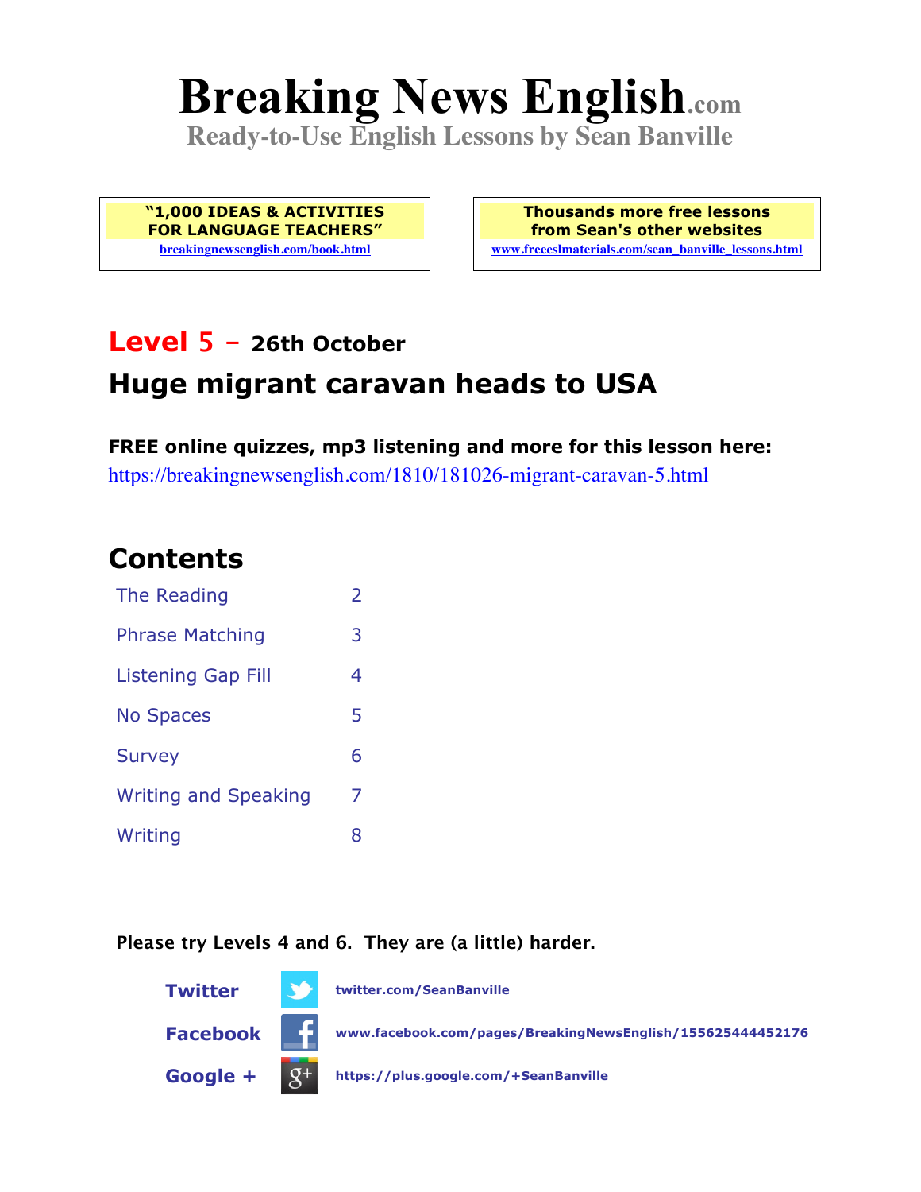# Breaking News English.com

**Ready-to-Use English Lessons by Sean Banville**

**"1,000 IDEAS & ACTIVITIES FOR LANGUAGE TEACHERS"**
breakingnewsenglish.com/book.html

**Thousands more free lessons from Sean's other websites**
www.freeeslmaterials.com/sean_banville_lessons.html

## Level 5 – 26th October

## Huge migrant caravan heads to USA

**FREE online quizzes, mp3 listening and more for this lesson here:**
https://breakingnewsenglish.com/1810/181026-migrant-caravan-5.html

## Contents

| | |
|---|---|
| The Reading | 2 |
| Phrase Matching | 3 |
| Listening Gap Fill | 4 |
| No Spaces | 5 |
| Survey | 6 |
| Writing and Speaking | 7 |
| Writing | 8 |

**Please try Levels 4 and 6. They are (a little) harder.**

**Twitter** twitter.com/SeanBanville

**Facebook** www.facebook.com/pages/BreakingNewsEnglish/155625444452176

**Google +** https://plus.google.com/+SeanBanville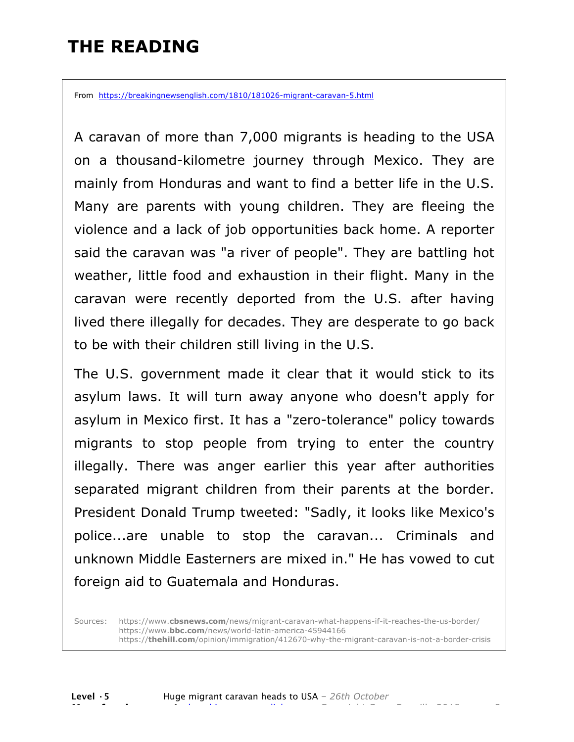# THE READING

From https://breakingnewsenglish.com/1810/181026-migrant-caravan-5.html

A caravan of more than 7,000 migrants is heading to the USA on a thousand-kilometre journey through Mexico. They are mainly from Honduras and want to find a better life in the U.S. Many are parents with young children. They are fleeing the violence and a lack of job opportunities back home. A reporter said the caravan was "a river of people". They are battling hot weather, little food and exhaustion in their flight. Many in the caravan were recently deported from the U.S. after having lived there illegally for decades. They are desperate to go back to be with their children still living in the U.S.

The U.S. government made it clear that it would stick to its asylum laws. It will turn away anyone who doesn't apply for asylum in Mexico first. It has a "zero-tolerance" policy towards migrants to stop people from trying to enter the country illegally. There was anger earlier this year after authorities separated migrant children from their parents at the border. President Donald Trump tweeted: "Sadly, it looks like Mexico's police...are unable to stop the caravan... Criminals and unknown Middle Easterners are mixed in." He has vowed to cut foreign aid to Guatemala and Honduras.

Sources:
https://www.**cbsnews.com**/news/migrant-caravan-what-happens-if-it-reaches-the-us-border/
https://www.**bbc.com**/news/world-latin-america-45944166
https://**thehill.com**/opinion/immigration/412670-why-the-migrant-caravan-is-not-a-border-crisis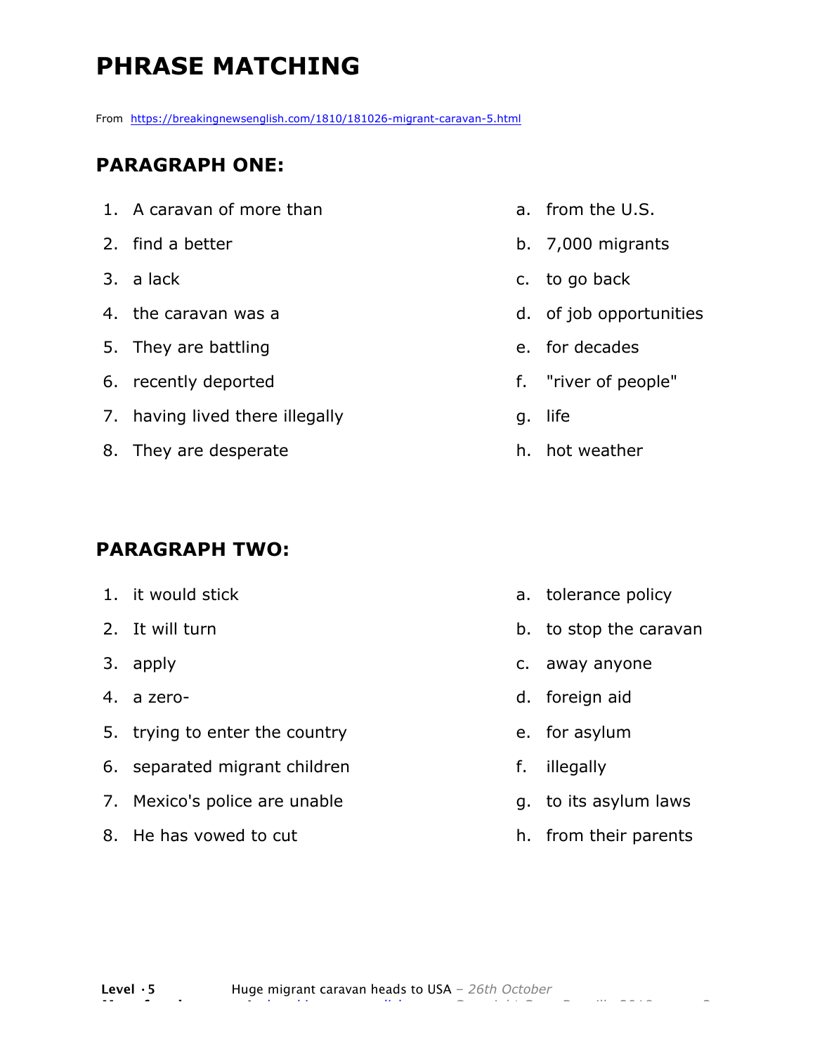# PHRASE MATCHING

From https://breakingnewsenglish.com/1810/181026-migrant-caravan-5.html

## PARAGRAPH ONE:

1. A caravan of more than
2. find a better
3. a lack
4. the caravan was a
5. They are battling
6. recently deported
7. having lived there illegally
8. They are desperate

a. from the U.S.
b. 7,000 migrants
c. to go back
d. of job opportunities
e. for decades
f. "river of people"
g. life
h. hot weather

## PARAGRAPH TWO:

1. it would stick
2. It will turn
3. apply
4. a zero-
5. trying to enter the country
6. separated migrant children
7. Mexico's police are unable
8. He has vowed to cut

a. tolerance policy
b. to stop the caravan
c. away anyone
d. foreign aid
e. for asylum
f. illegally
g. to its asylum laws
h. from their parents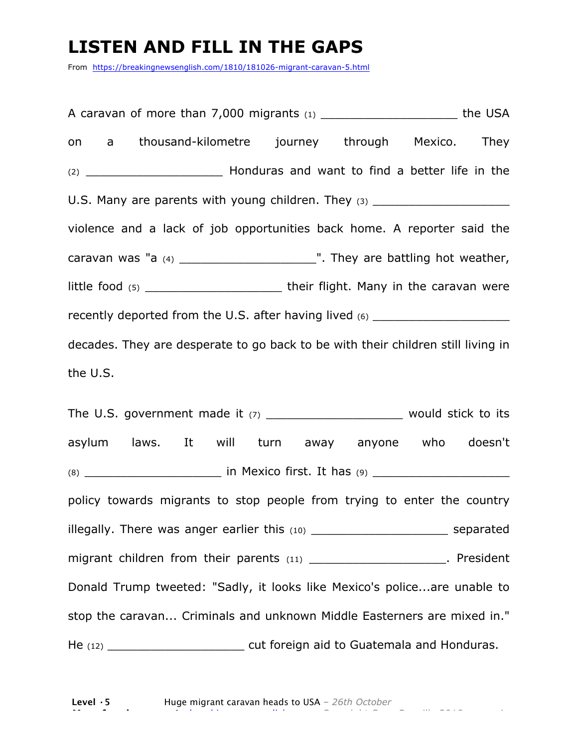# LISTEN AND FILL IN THE GAPS

From https://breakingnewsenglish.com/1810/181026-migrant-caravan-5.html

A caravan of more than 7,000 migrants (1) ___________________ the USA on a thousand-kilometre journey through Mexico. They (2) ___________________ Honduras and want to find a better life in the U.S. Many are parents with young children. They (3) ___________________ violence and a lack of job opportunities back home. A reporter said the caravan was "a (4) ___________________". They are battling hot weather, little food (5) ___________________ their flight. Many in the caravan were recently deported from the U.S. after having lived (6) ___________________ decades. They are desperate to go back to be with their children still living in the U.S.

The U.S. government made it (7) ___________________ would stick to its asylum laws. It will turn away anyone who doesn't (8) ___________________ in Mexico first. It has (9) ___________________ policy towards migrants to stop people from trying to enter the country illegally. There was anger earlier this (10) ___________________ separated migrant children from their parents (11) ___________________. President Donald Trump tweeted: "Sadly, it looks like Mexico's police...are unable to stop the caravan... Criminals and unknown Middle Easterners are mixed in." He (12) ___________________ cut foreign aid to Guatemala and Honduras.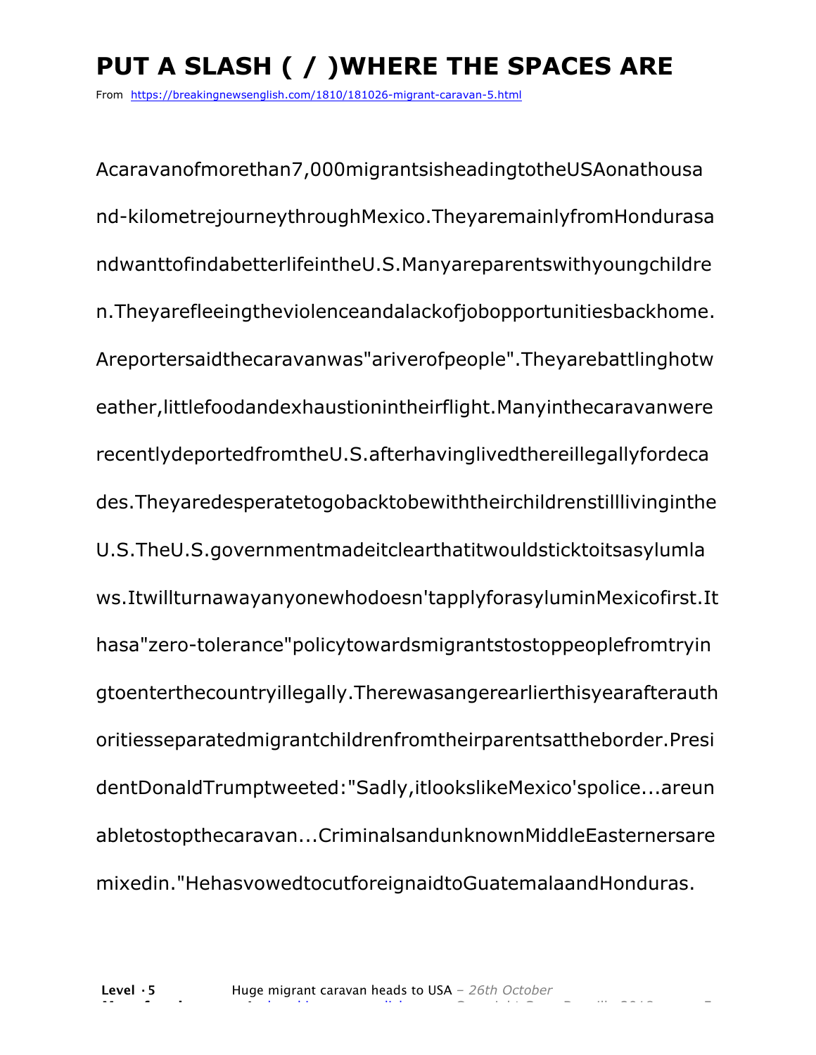# PUT A SLASH ( / )WHERE THE SPACES ARE

From https://breakingnewsenglish.com/1810/181026-migrant-caravan-5.html

Acaravanofmorethan7,000migrantsisheadingtotheUSAonathousa nd-kilometrejourneythroughMexico.TheyaremainlyfromHondurasa ndwanttofindabetterlifeintheU.S.Manyareparentswithyoungchildre n.Theyarefleeingtheviolenceandalackofjobopportunitiesbackhome. Areportersaidthecaravanwas"ariverofpeople".Theyarebattlinghotw eather,littlefoodandexhaustionintheirflight.Manyinthecaravanwere recentlydeportedfromtheU.S.afterhavinglivedthereillegallyfordeca des.Theyaredesperatetogobacktobewiththeirchildrenstilllivinginthe U.S.TheU.S.governmentmadeitclearthatitwouldsticktoitsasylumla ws.Itwillturnawayanyonewhodoesn'tapplyforasyluminMexicofirst.It hasa"zero-tolerance"policytowardsmigrantstostoppeoplefromtryin gtoenterthecountryillegally.Therewasangerearlierthisyearafterauth oritiesseparatedmigrantchildrenfromtheirparentsattheborder.Presi dentDonaldTrumptweeted:"Sadly,itlookslikeMexico'spolice...areun abletostopthecaravan...CriminalsandunknownMiddleEasternersare mixedin."HehasvowedtocutforeignaidtoGuatemalaandHonduras.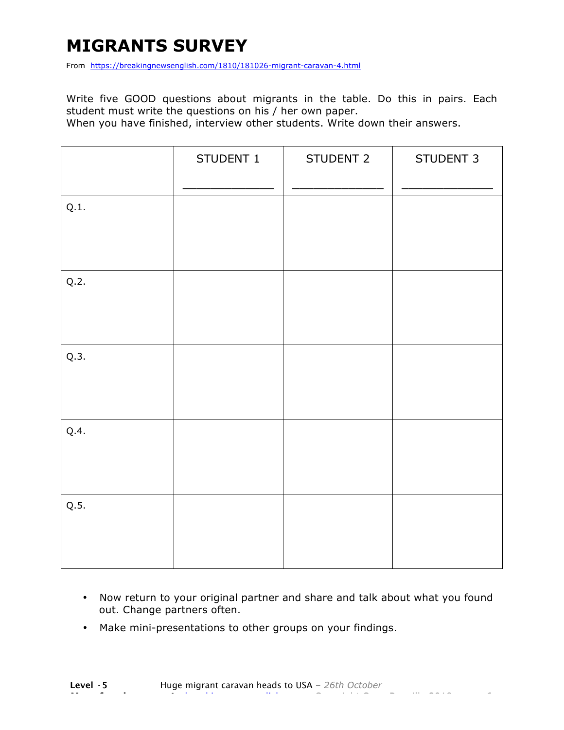# MIGRANTS SURVEY

From https://breakingnewsenglish.com/1810/181026-migrant-caravan-4.html

Write five GOOD questions about migrants in the table. Do this in pairs. Each student must write the questions on his / her own paper.
When you have finished, interview other students. Write down their answers.

| | STUDENT 1<br>_____________ | STUDENT 2<br>_____________ | STUDENT 3<br>_____________ |
|---|---|---|---|
| Q.1. | | | |
| Q.2. | | | |
| Q.3. | | | |
| Q.4. | | | |
| Q.5. | | | |

- Now return to your original partner and share and talk about what you found out. Change partners often.
- Make mini-presentations to other groups on your findings.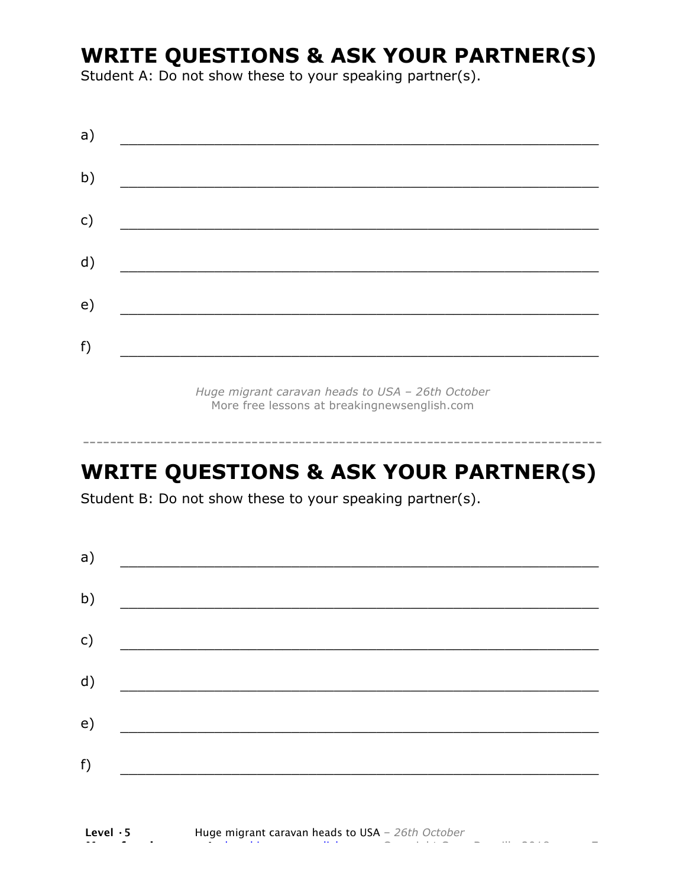## WRITE QUESTIONS & ASK YOUR PARTNER(S)

Student A: Do not show these to your speaking partner(s).

a) ___________________________________________________________

b) ___________________________________________________________

c) ___________________________________________________________

d) ___________________________________________________________

e) ___________________________________________________________

f) ___________________________________________________________

*Huge migrant caravan heads to USA – 26th October*
More free lessons at breakingnewsenglish.com

---

## WRITE QUESTIONS & ASK YOUR PARTNER(S)

Student B: Do not show these to your speaking partner(s).

a) ___________________________________________________________

b) ___________________________________________________________

c) ___________________________________________________________

d) ___________________________________________________________

e) ___________________________________________________________

f) ___________________________________________________________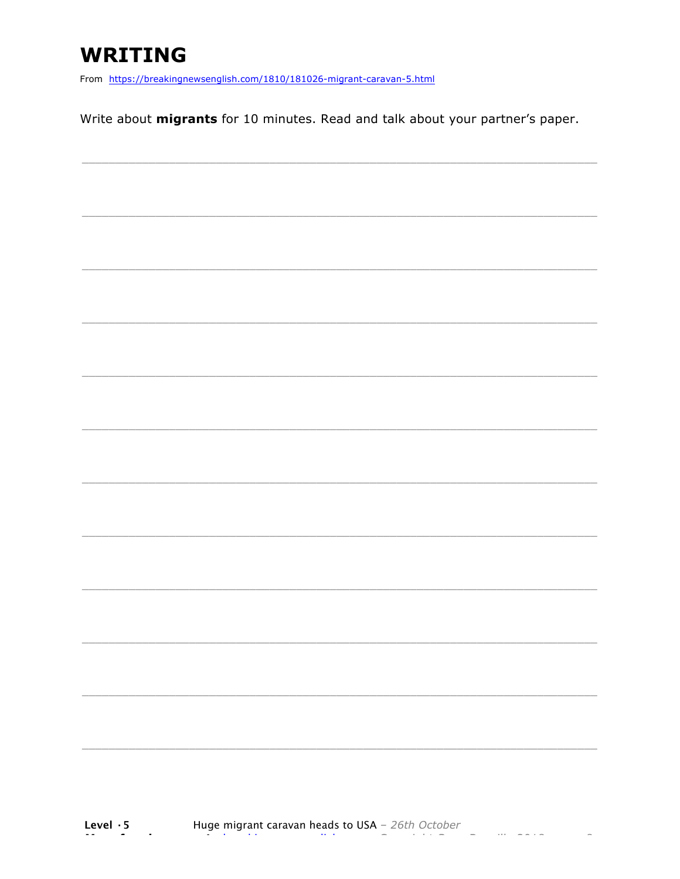# WRITING

From https://breakingnewsenglish.com/1810/181026-migrant-caravan-5.html

Write about **migrants** for 10 minutes. Read and talk about your partner's paper.